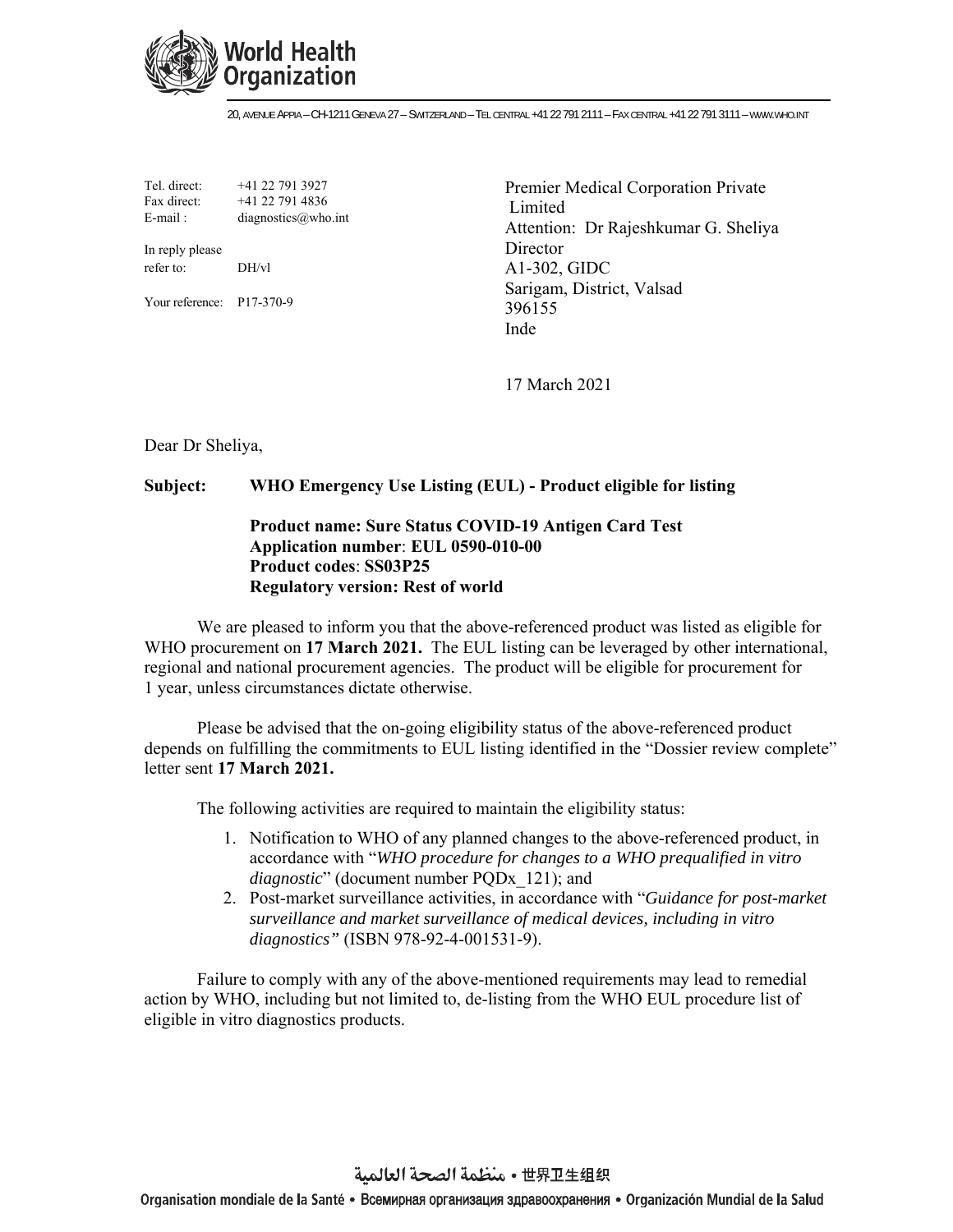**World Health Organization**

20, AVENUE APPIA – CH-1211 GENEVA 27 – SWITZERLAND – TEL CENTRAL +41 22 791 2111 – FAX CENTRAL +41 22 791 3111 – WWW.WHO.INT

Tel. direct: +41 22 791 3927
Fax direct: +41 22 791 4836
E-mail : diagnostics@who.int

In reply please refer to: DH/vl

Your reference: P17-370-9

Premier Medical Corporation Private Limited
Attention: Dr Rajeshkumar G. Sheliya
Director
A1-302, GIDC
Sarigam, District, Valsad
396155
Inde

17 March 2021

Dear Dr Sheliya,

**Subject: WHO Emergency Use Listing (EUL) - Product eligible for listing**

**Product name: Sure Status COVID-19 Antigen Card Test**
**Application number: EUL 0590-010-00**
**Product codes: SS03P25**
**Regulatory version: Rest of world**

We are pleased to inform you that the above-referenced product was listed as eligible for WHO procurement on **17 March 2021.** The EUL listing can be leveraged by other international, regional and national procurement agencies. The product will be eligible for procurement for 1 year, unless circumstances dictate otherwise.

Please be advised that the on-going eligibility status of the above-referenced product depends on fulfilling the commitments to EUL listing identified in the "Dossier review complete" letter sent **17 March 2021.**

The following activities are required to maintain the eligibility status:

1. Notification to WHO of any planned changes to the above-referenced product, in accordance with "*WHO procedure for changes to a WHO prequalified in vitro diagnostic*" (document number PQDx_121); and
2. Post-market surveillance activities, in accordance with "*Guidance for post-market surveillance and market surveillance of medical devices, including in vitro diagnostics"* (ISBN 978-92-4-001531-9).

Failure to comply with any of the above-mentioned requirements may lead to remedial action by WHO, including but not limited to, de-listing from the WHO EUL procedure list of eligible in vitro diagnostics products.

منظمة الصحة العالمية • 世界卫生组织

Organisation mondiale de la Santé • Всемирная организация здравоохранения • Organización Mundial de la Salud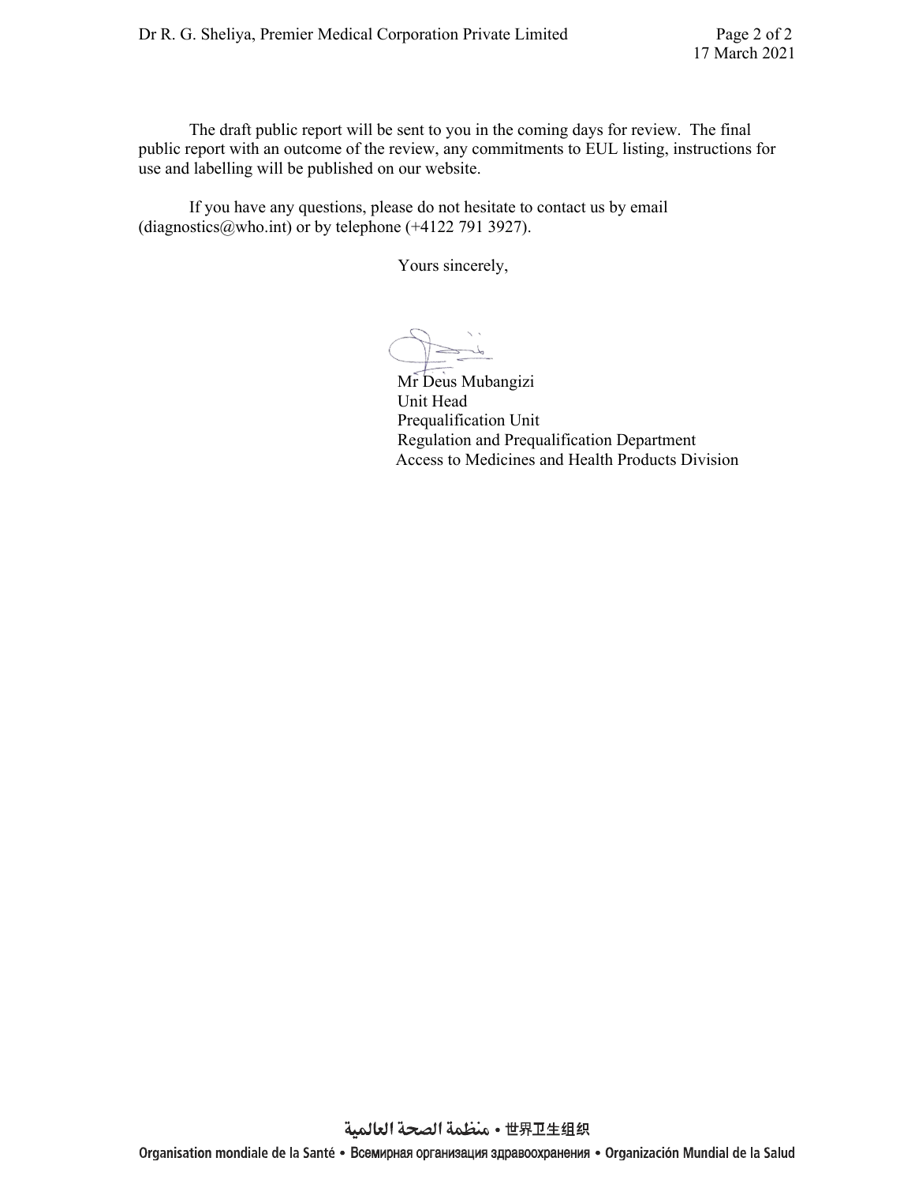The draft public report will be sent to you in the coming days for review. The final public report with an outcome of the review, any commitments to EUL listing, instructions for use and labelling will be published on our website.

If you have any questions, please do not hesitate to contact us by email (diagnostics@who.int) or by telephone (+4122 791 3927).

Yours sincerely,

Mr Deus Mubangizi
Unit Head
Prequalification Unit
Regulation and Prequalification Department
Access to Medicines and Health Products Division